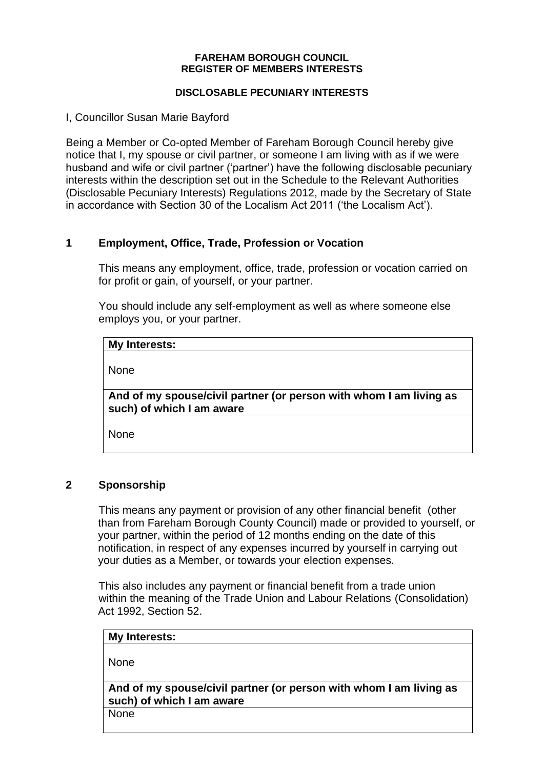**FAREHAM BOROUGH COUNCIL**
**REGISTER OF MEMBERS INTERESTS**

**DISCLOSABLE PECUNIARY INTERESTS**

I, Councillor Susan Marie Bayford

Being a Member or Co-opted Member of Fareham Borough Council hereby give notice that I, my spouse or civil partner, or someone I am living with as if we were husband and wife or civil partner ('partner') have the following disclosable pecuniary interests within the description set out in the Schedule to the Relevant Authorities (Disclosable Pecuniary Interests) Regulations 2012, made by the Secretary of State in accordance with Section 30 of the Localism Act 2011 ('the Localism Act').

## 1 Employment, Office, Trade, Profession or Vocation

This means any employment, office, trade, profession or vocation carried on for profit or gain, of yourself, or your partner.

You should include any self-employment as well as where someone else employs you, or your partner.

| **My Interests:** |
|---|
| None |
| **And of my spouse/civil partner (or person with whom I am living as such) of which I am aware** |
| None |

## 2 Sponsorship

This means any payment or provision of any other financial benefit (other than from Fareham Borough County Council) made or provided to yourself, or your partner, within the period of 12 months ending on the date of this notification, in respect of any expenses incurred by yourself in carrying out your duties as a Member, or towards your election expenses.

This also includes any payment or financial benefit from a trade union within the meaning of the Trade Union and Labour Relations (Consolidation) Act 1992, Section 52.

| **My Interests:** |
|---|
| None |
| **And of my spouse/civil partner (or person with whom I am living as such) of which I am aware** |
| None |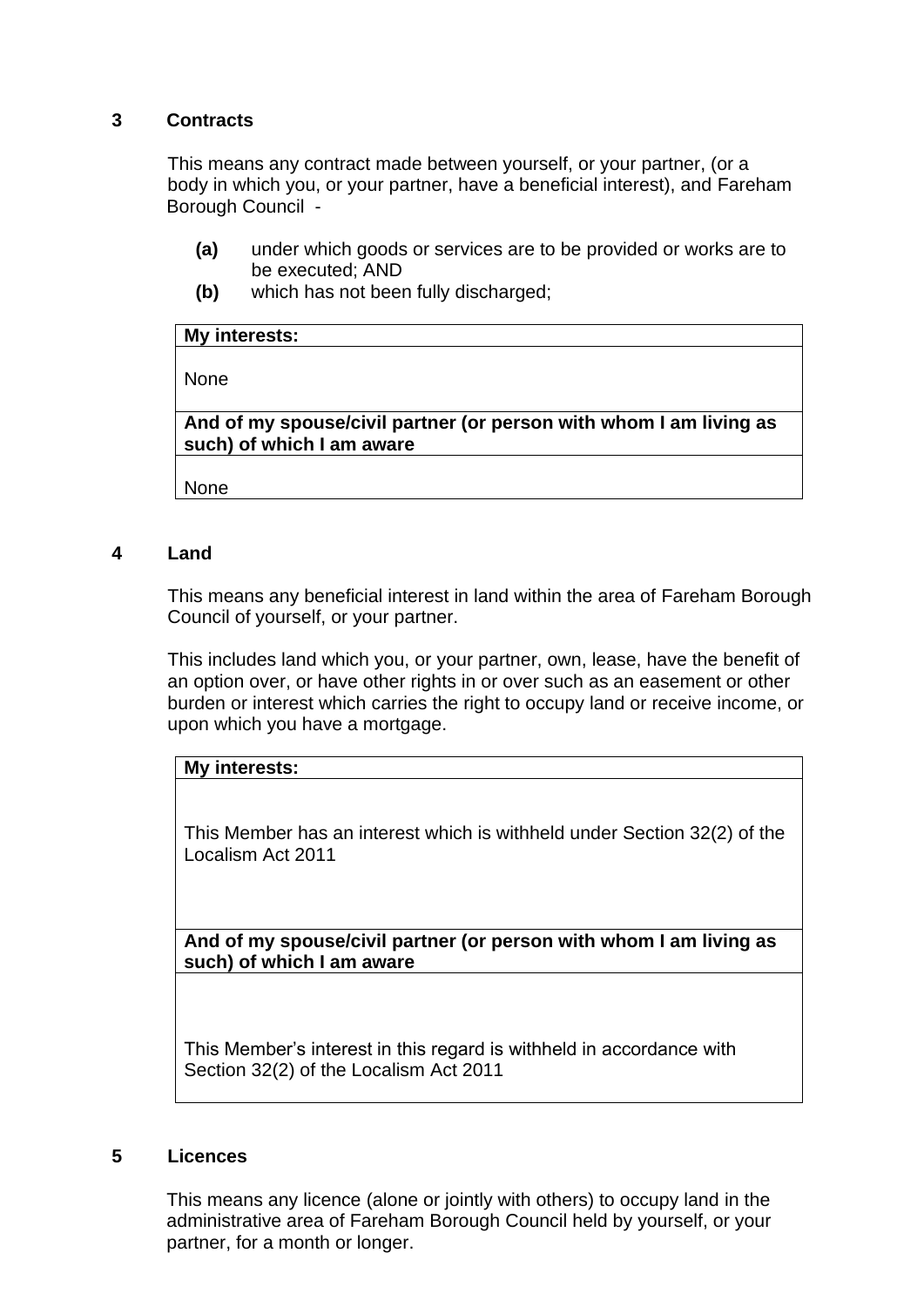## 3 Contracts

This means any contract made between yourself, or your partner, (or a body in which you, or your partner, have a beneficial interest), and Fareham Borough Council -

- **(a)** under which goods or services are to be provided or works are to be executed; AND
- **(b)** which has not been fully discharged;

| **My interests:** |
|---|
| None |
| **And of my spouse/civil partner (or person with whom I am living as such) of which I am aware** |
| None |

## 4 Land

This means any beneficial interest in land within the area of Fareham Borough Council of yourself, or your partner.

This includes land which you, or your partner, own, lease, have the benefit of an option over, or have other rights in or over such as an easement or other burden or interest which carries the right to occupy land or receive income, or upon which you have a mortgage.

| **My interests:** |
|---|
| This Member has an interest which is withheld under Section 32(2) of the Localism Act 2011 |
| **And of my spouse/civil partner (or person with whom I am living as such) of which I am aware** |
| This Member's interest in this regard is withheld in accordance with Section 32(2) of the Localism Act 2011 |

## 5 Licences

This means any licence (alone or jointly with others) to occupy land in the administrative area of Fareham Borough Council held by yourself, or your partner, for a month or longer.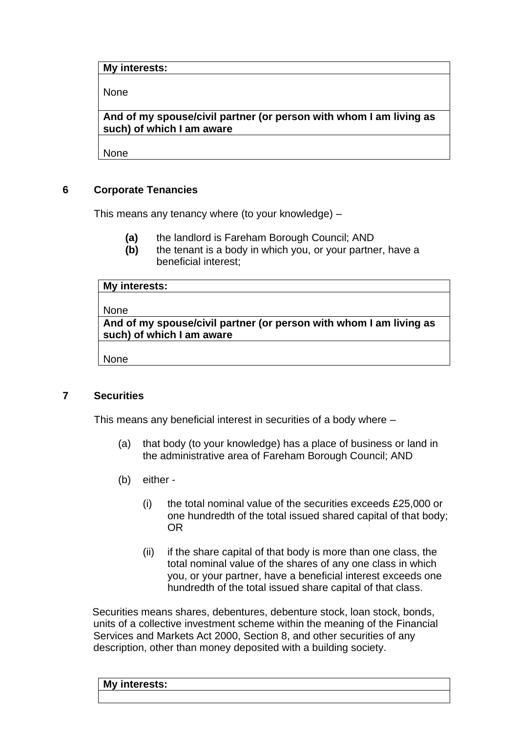| My interests: |
| --- |
| None |
| **And of my spouse/civil partner (or person with whom I am living as such) of which I am aware** |
| None |

## 6 Corporate Tenancies

This means any tenancy where (to your knowledge) –

- **(a)** the landlord is Fareham Borough Council; AND
- **(b)** the tenant is a body in which you, or your partner, have a beneficial interest;

| My interests: |
| --- |
| None |
| **And of my spouse/civil partner (or person with whom I am living as such) of which I am aware** |
| None |

## 7 Securities

This means any beneficial interest in securities of a body where –

(a) that body (to your knowledge) has a place of business or land in the administrative area of Fareham Borough Council; AND

(b) either -

(i) the total nominal value of the securities exceeds £25,000 or one hundredth of the total issued shared capital of that body; OR

(ii) if the share capital of that body is more than one class, the total nominal value of the shares of any one class in which you, or your partner, have a beneficial interest exceeds one hundredth of the total issued share capital of that class.

Securities means shares, debentures, debenture stock, loan stock, bonds, units of a collective investment scheme within the meaning of the Financial Services and Markets Act 2000, Section 8, and other securities of any description, other than money deposited with a building society.

| My interests: |
| --- |
| |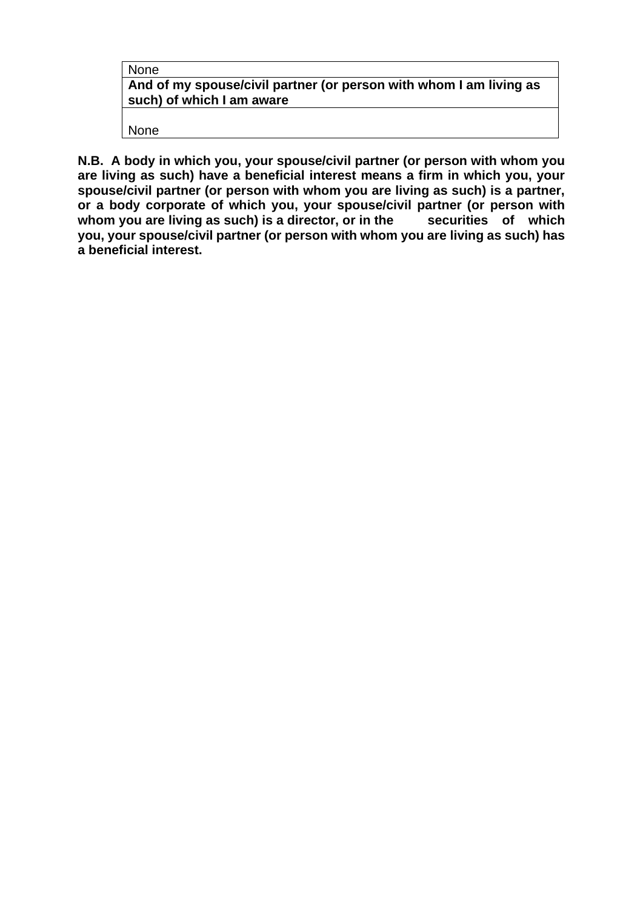| None |
|---|
| **And of my spouse/civil partner (or person with whom I am living as such) of which I am aware** |
| None |

**N.B. A body in which you, your spouse/civil partner (or person with whom you are living as such) have a beneficial interest means a firm in which you, your spouse/civil partner (or person with whom you are living as such) is a partner, or a body corporate of which you, your spouse/civil partner (or person with whom you are living as such) is a director, or in the securities of which you, your spouse/civil partner (or person with whom you are living as such) has a beneficial interest.**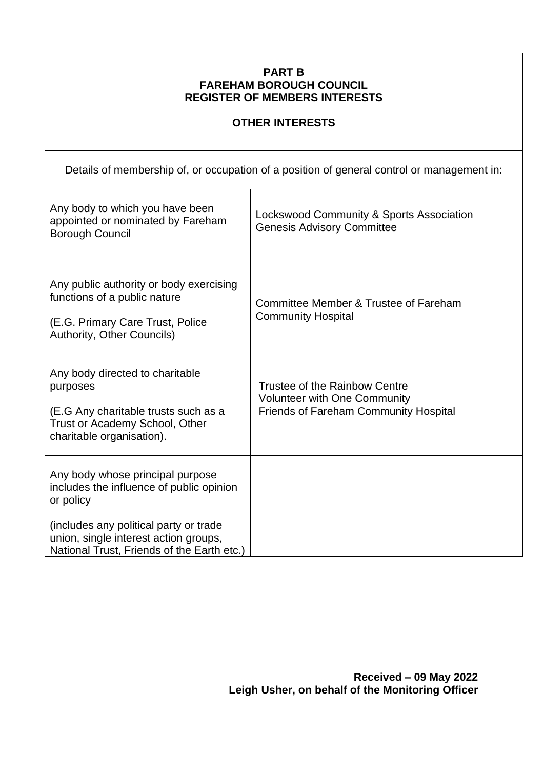**PART B**
**FAREHAM BOROUGH COUNCIL**
**REGISTER OF MEMBERS INTERESTS**

**OTHER INTERESTS**

Details of membership of, or occupation of a position of general control or management in:

| | |
|---|---|
| Any body to which you have been appointed or nominated by Fareham Borough Council | Lockswood Community & Sports Association<br>Genesis Advisory Committee |
| Any public authority or body exercising functions of a public nature<br><br>(E.G. Primary Care Trust, Police Authority, Other Councils) | Committee Member & Trustee of Fareham Community Hospital |
| Any body directed to charitable purposes<br><br>(E.G Any charitable trusts such as a Trust or Academy School, Other charitable organisation). | Trustee of the Rainbow Centre<br>Volunteer with One Community<br>Friends of Fareham Community Hospital |
| Any body whose principal purpose includes the influence of public opinion or policy<br><br>(includes any political party or trade union, single interest action groups, National Trust, Friends of the Earth etc.) | |

**Received – 09 May 2022**
**Leigh Usher, on behalf of the Monitoring Officer**